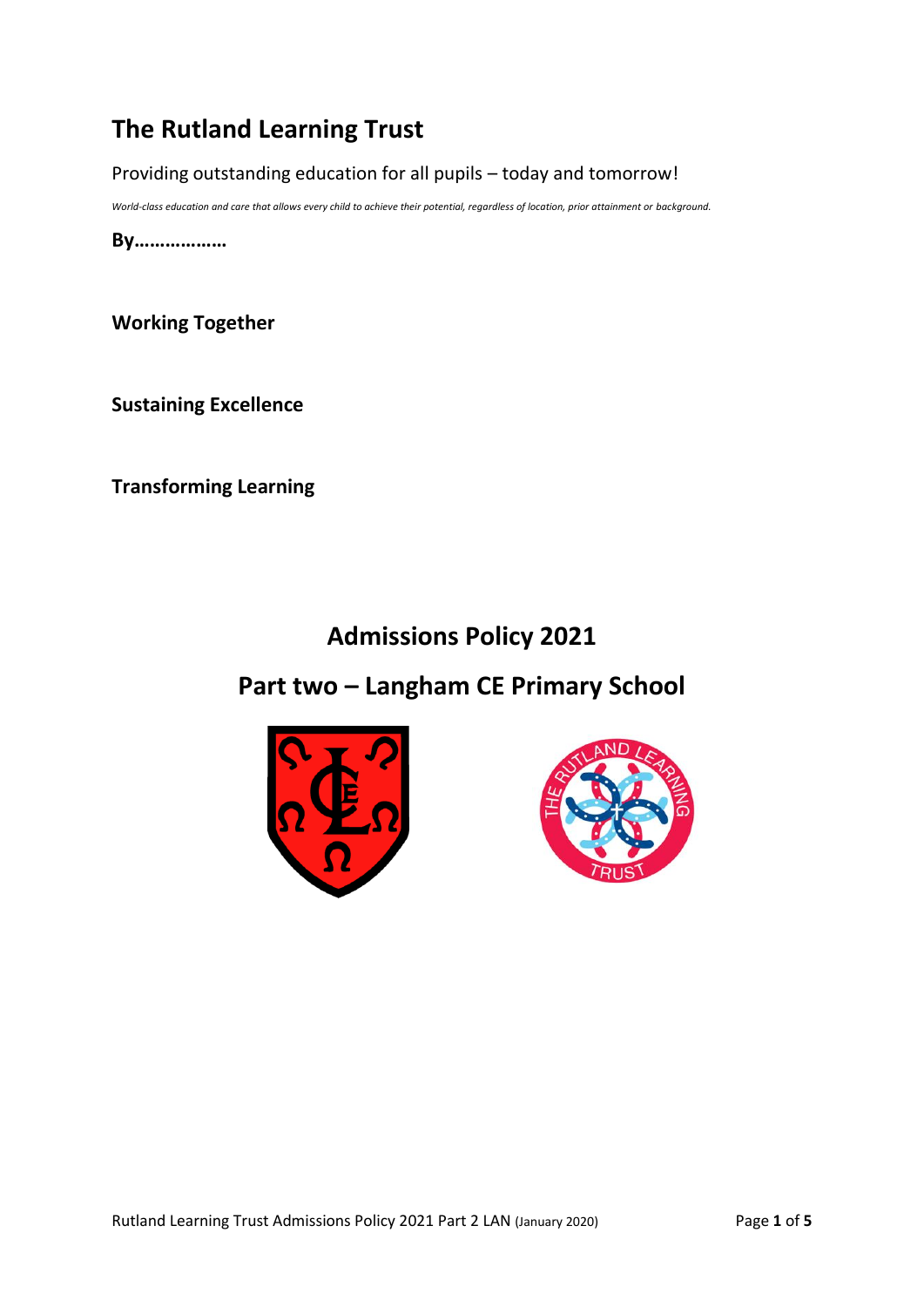# The Rutland Learning Trust

Providing outstanding education for all pupils – today and tomorrow!

*World-class education and care that allows every child to achieve their potential, regardless of location, prior attainment or background.*

**By………………**

**Working Together**

**Sustaining Excellence**

**Transforming Learning**

## Admissions Policy 2021

## Part two – Langham CE Primary School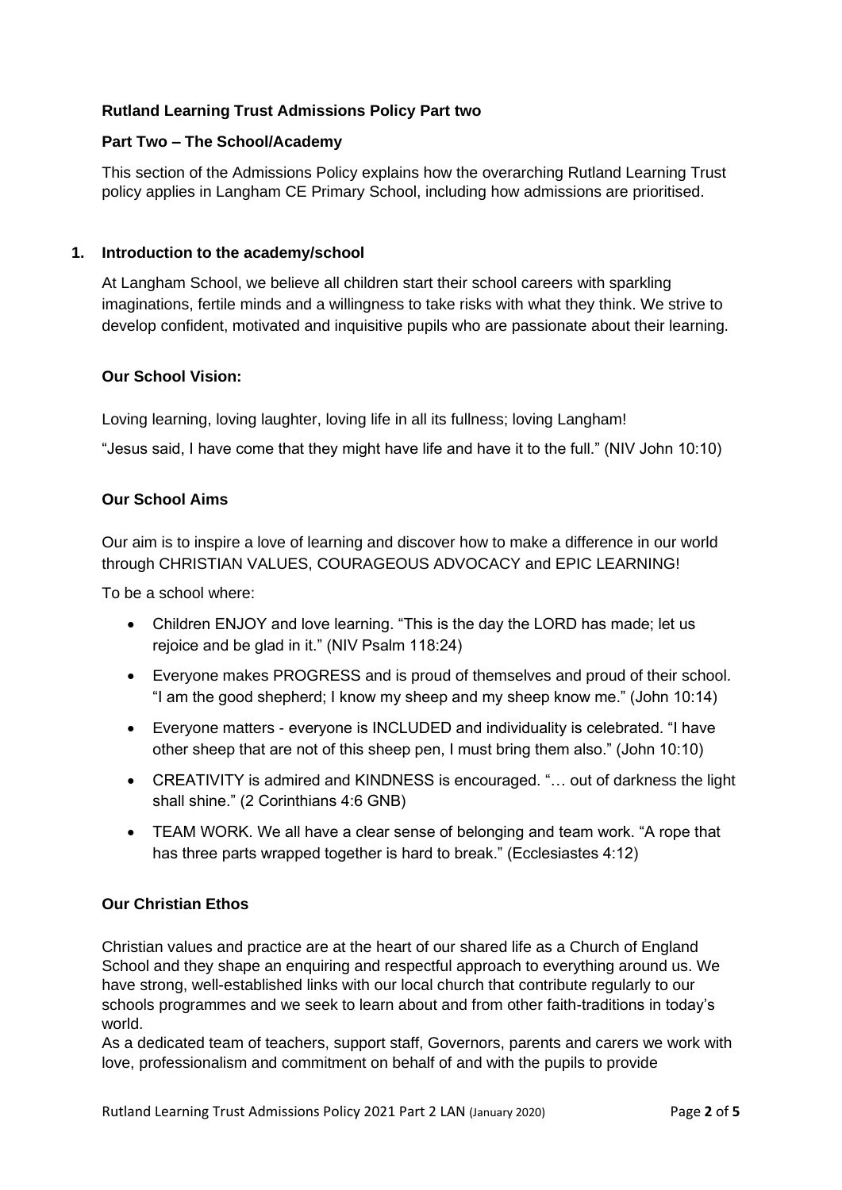**Rutland Learning Trust Admissions Policy Part two**

**Part Two – The School/Academy**

This section of the Admissions Policy explains how the overarching Rutland Learning Trust policy applies in Langham CE Primary School, including how admissions are prioritised.

## 1. Introduction to the academy/school

At Langham School, we believe all children start their school careers with sparkling imaginations, fertile minds and a willingness to take risks with what they think. We strive to develop confident, motivated and inquisitive pupils who are passionate about their learning.

**Our School Vision:**

Loving learning, loving laughter, loving life in all its fullness; loving Langham!

"Jesus said, I have come that they might have life and have it to the full." (NIV John 10:10)

**Our School Aims**

Our aim is to inspire a love of learning and discover how to make a difference in our world through CHRISTIAN VALUES, COURAGEOUS ADVOCACY and EPIC LEARNING!

To be a school where:

- Children ENJOY and love learning. "This is the day the LORD has made; let us rejoice and be glad in it." (NIV Psalm 118:24)
- Everyone makes PROGRESS and is proud of themselves and proud of their school. "I am the good shepherd; I know my sheep and my sheep know me." (John 10:14)
- Everyone matters - everyone is INCLUDED and individuality is celebrated. "I have other sheep that are not of this sheep pen, I must bring them also." (John 10:10)
- CREATIVITY is admired and KINDNESS is encouraged. "… out of darkness the light shall shine." (2 Corinthians 4:6 GNB)
- TEAM WORK. We all have a clear sense of belonging and team work. "A rope that has three parts wrapped together is hard to break." (Ecclesiastes 4:12)

**Our Christian Ethos**

Christian values and practice are at the heart of our shared life as a Church of England School and they shape an enquiring and respectful approach to everything around us. We have strong, well-established links with our local church that contribute regularly to our schools programmes and we seek to learn about and from other faith-traditions in today's world.

As a dedicated team of teachers, support staff, Governors, parents and carers we work with love, professionalism and commitment on behalf of and with the pupils to provide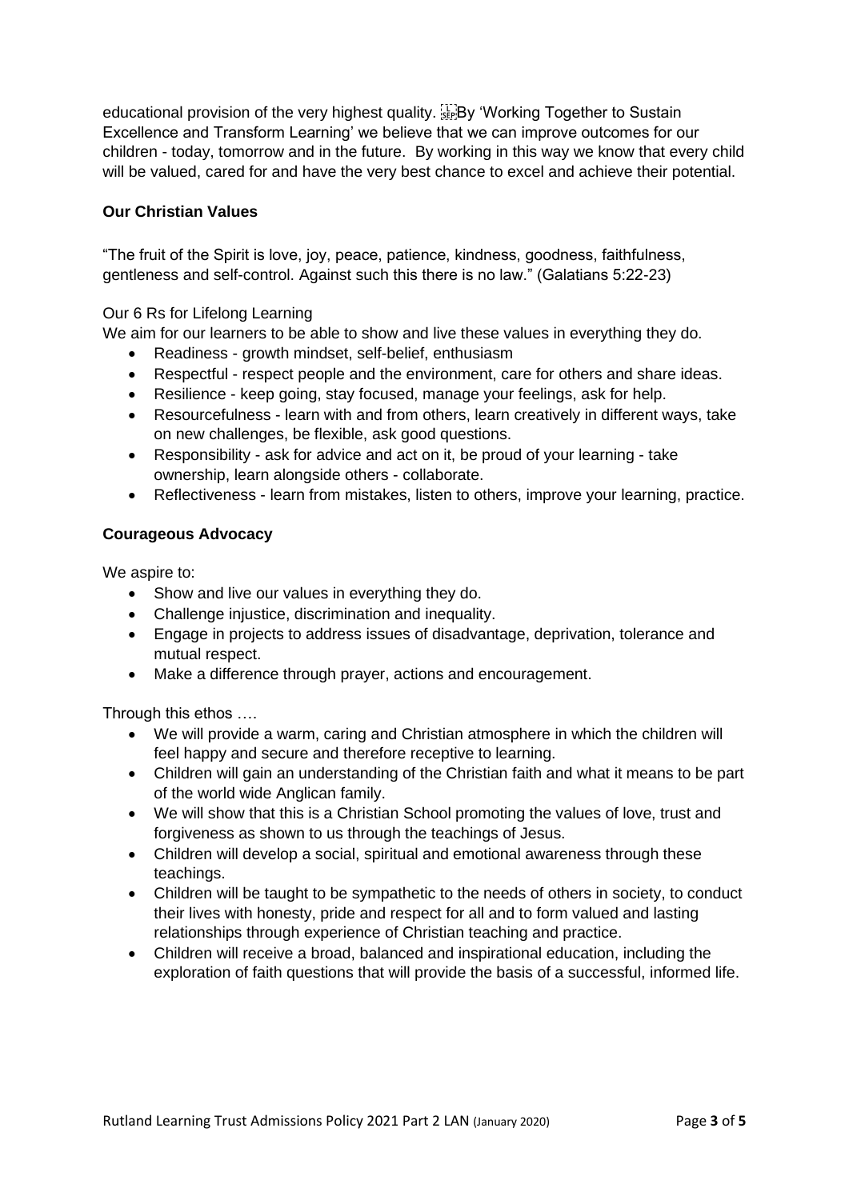educational provision of the very highest quality. By 'Working Together to Sustain Excellence and Transform Learning' we believe that we can improve outcomes for our children - today, tomorrow and in the future. By working in this way we know that every child will be valued, cared for and have the very best chance to excel and achieve their potential.

**Our Christian Values**

"The fruit of the Spirit is love, joy, peace, patience, kindness, goodness, faithfulness, gentleness and self-control. Against such this there is no law." (Galatians 5:22-23)

Our 6 Rs for Lifelong Learning

We aim for our learners to be able to show and live these values in everything they do.

- Readiness - growth mindset, self-belief, enthusiasm
- Respectful - respect people and the environment, care for others and share ideas.
- Resilience - keep going, stay focused, manage your feelings, ask for help.
- Resourcefulness - learn with and from others, learn creatively in different ways, take on new challenges, be flexible, ask good questions.
- Responsibility - ask for advice and act on it, be proud of your learning - take ownership, learn alongside others - collaborate.
- Reflectiveness - learn from mistakes, listen to others, improve your learning, practice.

**Courageous Advocacy**

We aspire to:

- Show and live our values in everything they do.
- Challenge injustice, discrimination and inequality.
- Engage in projects to address issues of disadvantage, deprivation, tolerance and mutual respect.
- Make a difference through prayer, actions and encouragement.

Through this ethos ….

- We will provide a warm, caring and Christian atmosphere in which the children will feel happy and secure and therefore receptive to learning.
- Children will gain an understanding of the Christian faith and what it means to be part of the world wide Anglican family.
- We will show that this is a Christian School promoting the values of love, trust and forgiveness as shown to us through the teachings of Jesus.
- Children will develop a social, spiritual and emotional awareness through these teachings.
- Children will be taught to be sympathetic to the needs of others in society, to conduct their lives with honesty, pride and respect for all and to form valued and lasting relationships through experience of Christian teaching and practice.
- Children will receive a broad, balanced and inspirational education, including the exploration of faith questions that will provide the basis of a successful, informed life.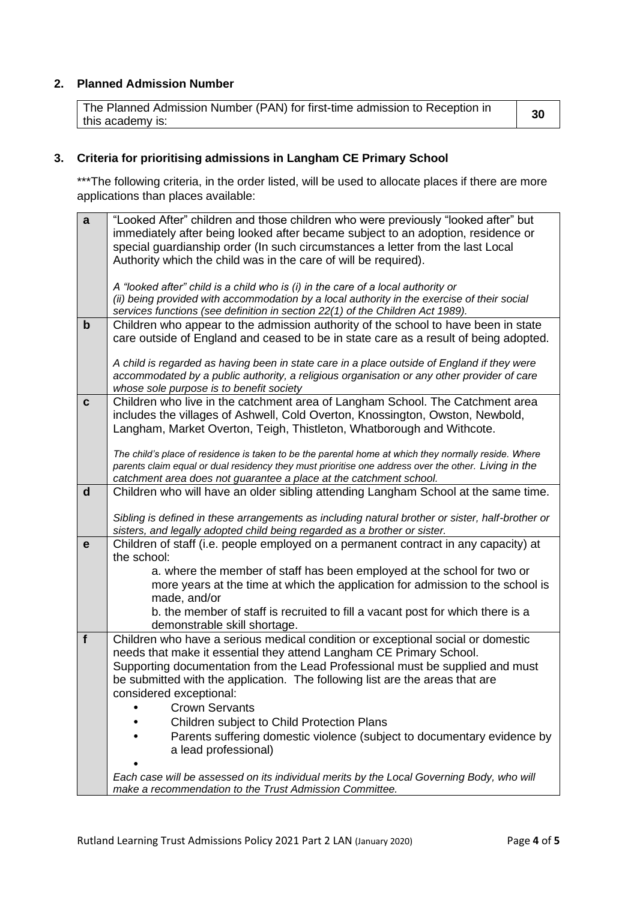## 2. Planned Admission Number

| The Planned Admission Number (PAN) for first-time admission to Reception in this academy is: | **30** |
|---|---|

## 3. Criteria for prioritising admissions in Langham CE Primary School

***The following criteria, in the order listed, will be used to allocate places if there are more applications than places available:

| | |
|---|---|
| **a** | "Looked After" children and those children who were previously "looked after" but immediately after being looked after became subject to an adoption, residence or special guardianship order (In such circumstances a letter from the last Local Authority which the child was in the care of will be required).<br><br>*A "looked after" child is a child who is (i) in the care of a local authority or (ii) being provided with accommodation by a local authority in the exercise of their social services functions (see definition in section 22(1) of the Children Act 1989).* |
| **b** | Children who appear to the admission authority of the school to have been in state care outside of England and ceased to be in state care as a result of being adopted.<br><br>*A child is regarded as having been in state care in a place outside of England if they were accommodated by a public authority, a religious organisation or any other provider of care whose sole purpose is to benefit society* |
| **c** | Children who live in the catchment area of Langham School. The Catchment area includes the villages of Ashwell, Cold Overton, Knossington, Owston, Newbold, Langham, Market Overton, Teigh, Thistleton, Whatborough and Withcote.<br><br>*The child's place of residence is taken to be the parental home at which they normally reside. Where parents claim equal or dual residency they must prioritise one address over the other. Living in the catchment area does not guarantee a place at the catchment school.* |
| **d** | Children who will have an older sibling attending Langham School at the same time.<br><br>*Sibling is defined in these arrangements as including natural brother or sister, half-brother or sisters, and legally adopted child being regarded as a brother or sister.* |
| **e** | Children of staff (i.e. people employed on a permanent contract in any capacity) at the school:<br>a. where the member of staff has been employed at the school for two or more years at the time at which the application for admission to the school is made, and/or<br>b. the member of staff is recruited to fill a vacant post for which there is a demonstrable skill shortage. |
| **f** | Children who have a serious medical condition or exceptional social or domestic needs that make it essential they attend Langham CE Primary School. Supporting documentation from the Lead Professional must be supplied and must be submitted with the application. The following list are the areas that are considered exceptional:<br>• Crown Servants<br>• Children subject to Child Protection Plans<br>• Parents suffering domestic violence (subject to documentary evidence by a lead professional)<br>•<br>*Each case will be assessed on its individual merits by the Local Governing Body, who will make a recommendation to the Trust Admission Committee.* |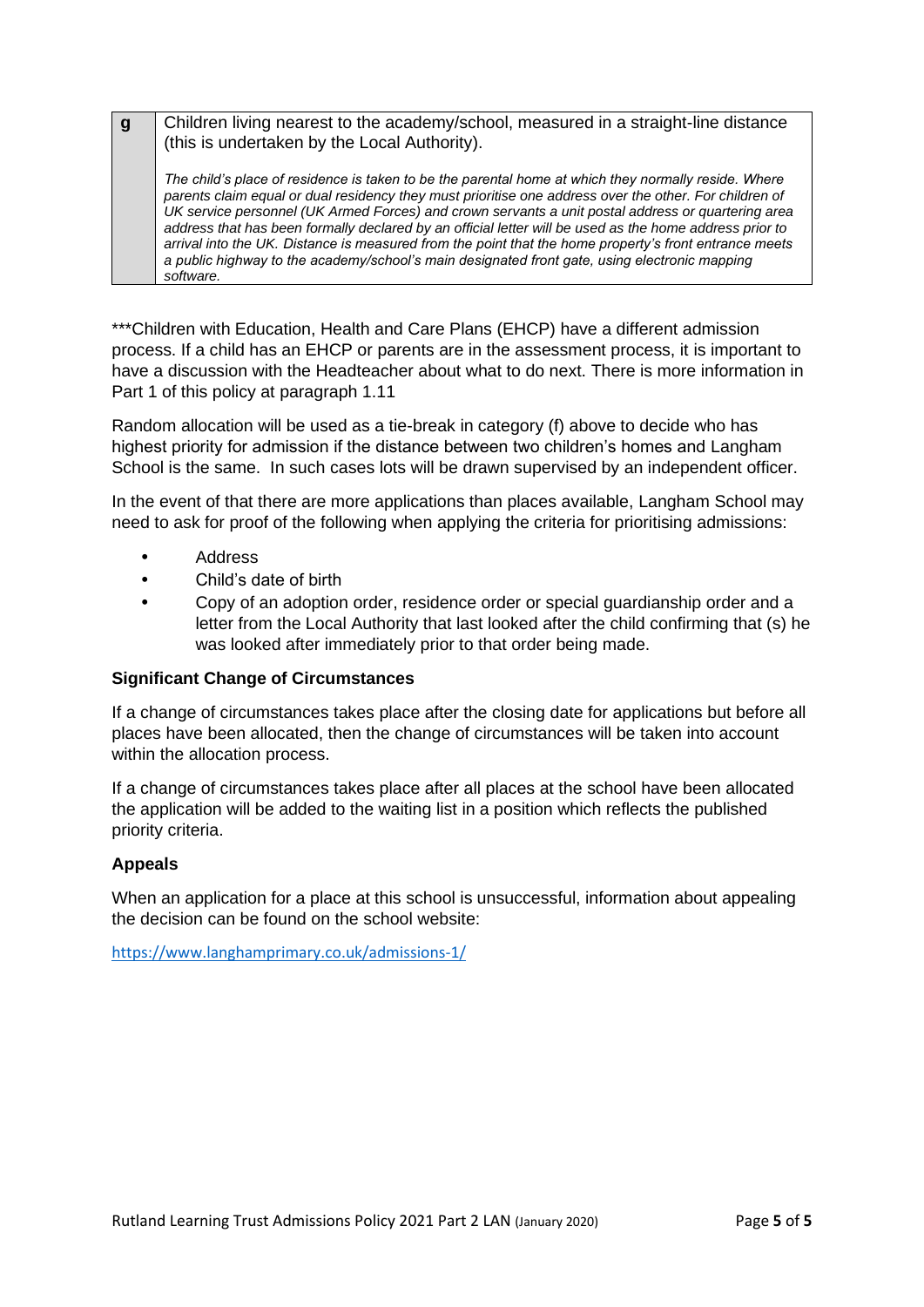| | |
|---|---|
| **g** | Children living nearest to the academy/school, measured in a straight-line distance (this is undertaken by the Local Authority).<br><br>*The child's place of residence is taken to be the parental home at which they normally reside. Where parents claim equal or dual residency they must prioritise one address over the other. For children of UK service personnel (UK Armed Forces) and crown servants a unit postal address or quartering area address that has been formally declared by an official letter will be used as the home address prior to arrival into the UK. Distance is measured from the point that the home property's front entrance meets a public highway to the academy/school's main designated front gate, using electronic mapping software.* |

***Children with Education, Health and Care Plans (EHCP) have a different admission process. If a child has an EHCP or parents are in the assessment process, it is important to have a discussion with the Headteacher about what to do next. There is more information in Part 1 of this policy at paragraph 1.11

Random allocation will be used as a tie-break in category (f) above to decide who has highest priority for admission if the distance between two children's homes and Langham School is the same. In such cases lots will be drawn supervised by an independent officer.

In the event of that there are more applications than places available, Langham School may need to ask for proof of the following when applying the criteria for prioritising admissions:

- Address
- Child's date of birth
- Copy of an adoption order, residence order or special guardianship order and a letter from the Local Authority that last looked after the child confirming that (s) he was looked after immediately prior to that order being made.

### Significant Change of Circumstances

If a change of circumstances takes place after the closing date for applications but before all places have been allocated, then the change of circumstances will be taken into account within the allocation process.

If a change of circumstances takes place after all places at the school have been allocated the application will be added to the waiting list in a position which reflects the published priority criteria.

### Appeals

When an application for a place at this school is unsuccessful, information about appealing the decision can be found on the school website:

https://www.langhamprimary.co.uk/admissions-1/